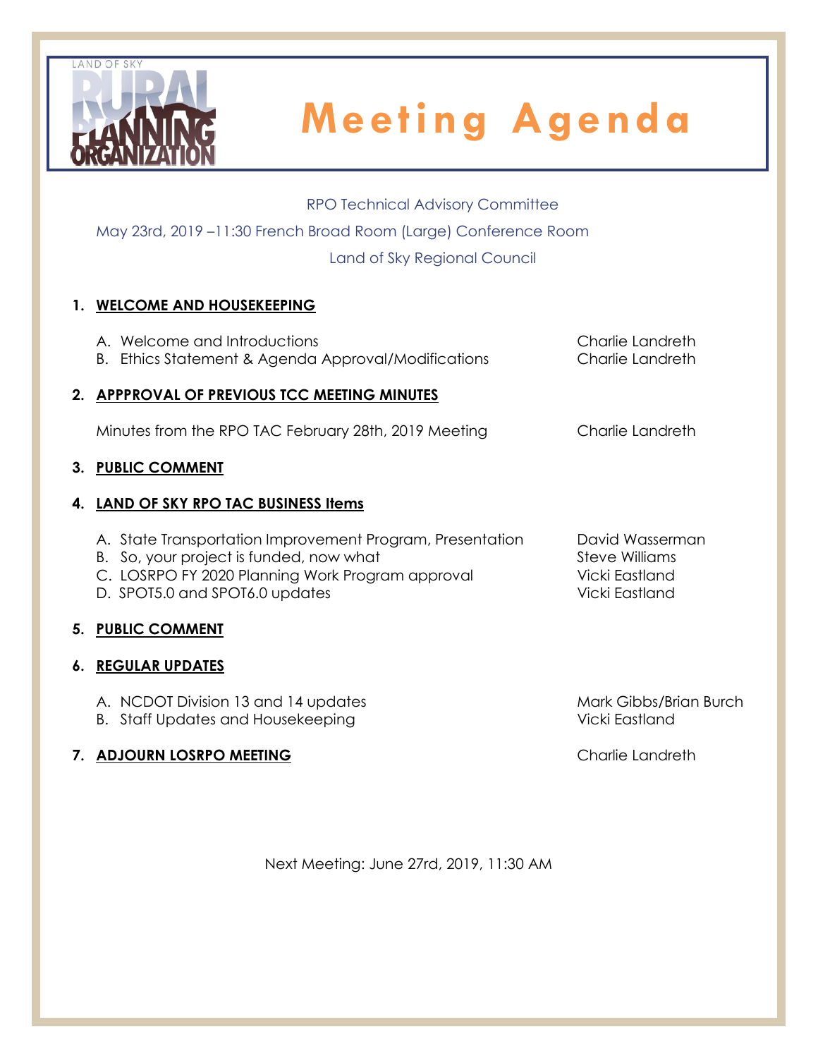LAND OF SKY RURAL PLANNING ORGANIZATION

# Meeting Agenda

RPO Technical Advisory Committee

May 23rd, 2019 –11:30 French Broad Room (Large) Conference Room

Land of Sky Regional Council

1. **WELCOME AND HOUSEKEEPING**

   A. Welcome and Introductions — Charlie Landreth
   B. Ethics Statement & Agenda Approval/Modifications — Charlie Landreth

2. **APPPROVAL OF PREVIOUS TCC MEETING MINUTES**

   Minutes from the RPO TAC February 28th, 2019 Meeting — Charlie Landreth

3. **PUBLIC COMMENT**

4. **LAND OF SKY RPO TAC BUSINESS Items**

   A. State Transportation Improvement Program, Presentation — David Wasserman
   B. So, your project is funded, now what — Steve Williams
   C. LOSRPO FY 2020 Planning Work Program approval — Vicki Eastland
   D. SPOT5.0 and SPOT6.0 updates — Vicki Eastland

5. **PUBLIC COMMENT**

6. **REGULAR UPDATES**

   A. NCDOT Division 13 and 14 updates — Mark Gibbs/Brian Burch
   B. Staff Updates and Housekeeping — Vicki Eastland

7. **ADJOURN LOSRPO MEETING** — Charlie Landreth

Next Meeting: June 27rd, 2019, 11:30 AM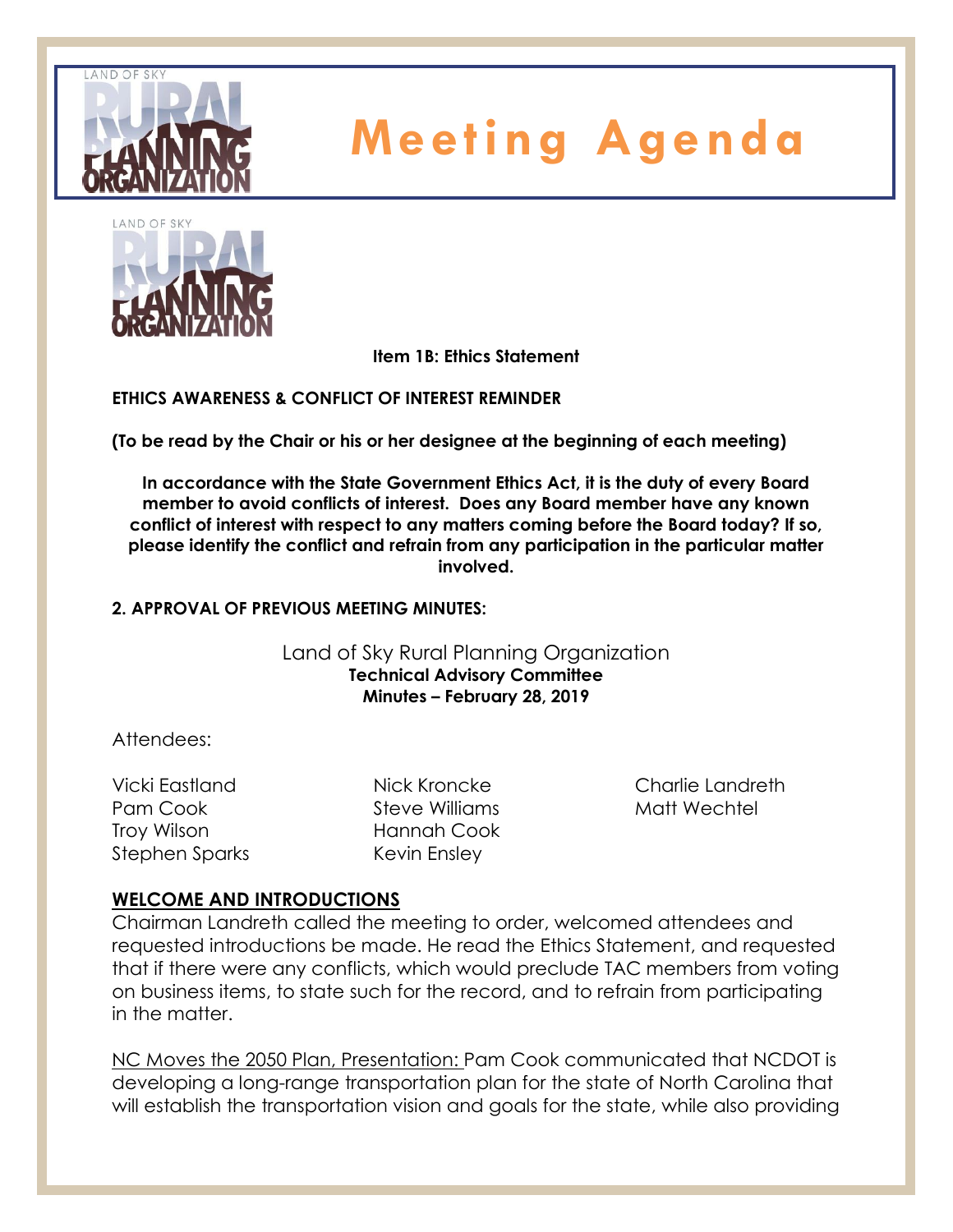# Meeting Agenda

**Item 1B: Ethics Statement**

**ETHICS AWARENESS & CONFLICT OF INTEREST REMINDER**

**(To be read by the Chair or his or her designee at the beginning of each meeting)**

**In accordance with the State Government Ethics Act, it is the duty of every Board member to avoid conflicts of interest. Does any Board member have any known conflict of interest with respect to any matters coming before the Board today? If so, please identify the conflict and refrain from any participation in the particular matter involved.**

**2. APPROVAL OF PREVIOUS MEETING MINUTES:**

Land of Sky Rural Planning Organization
**Technical Advisory Committee**
**Minutes – February 28, 2019**

Attendees:

Vicki Eastland
Pam Cook
Troy Wilson
Stephen Sparks
Nick Kroncke
Steve Williams
Hannah Cook
Kevin Ensley
Charlie Landreth
Matt Wechtel

**WELCOME AND INTRODUCTIONS**

Chairman Landreth called the meeting to order, welcomed attendees and requested introductions be made. He read the Ethics Statement, and requested that if there were any conflicts, which would preclude TAC members from voting on business items, to state such for the record, and to refrain from participating in the matter.

NC Moves the 2050 Plan, Presentation: Pam Cook communicated that NCDOT is developing a long-range transportation plan for the state of North Carolina that will establish the transportation vision and goals for the state, while also providing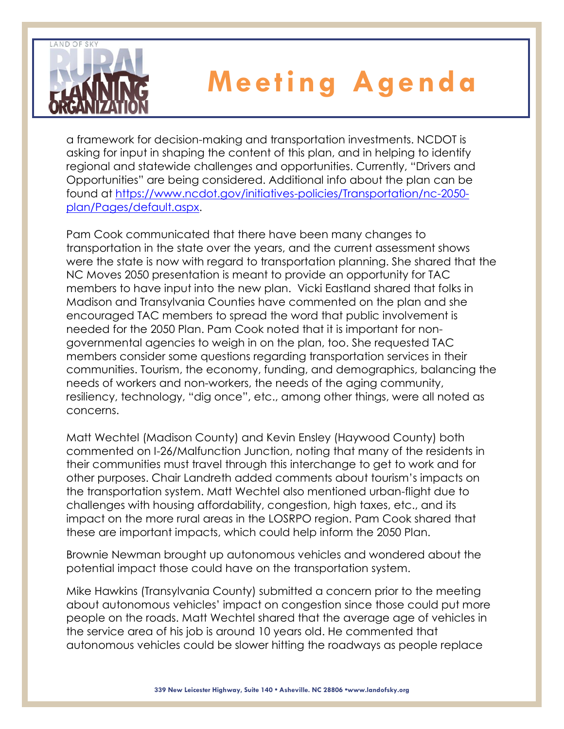a framework for decision-making and transportation investments. NCDOT is asking for input in shaping the content of this plan, and in helping to identify regional and statewide challenges and opportunities. Currently, "Drivers and Opportunities" are being considered. Additional info about the plan can be found at https://www.ncdot.gov/initiatives-policies/Transportation/nc-2050-plan/Pages/default.aspx.

Pam Cook communicated that there have been many changes to transportation in the state over the years, and the current assessment shows were the state is now with regard to transportation planning. She shared that the NC Moves 2050 presentation is meant to provide an opportunity for TAC members to have input into the new plan. Vicki Eastland shared that folks in Madison and Transylvania Counties have commented on the plan and she encouraged TAC members to spread the word that public involvement is needed for the 2050 Plan. Pam Cook noted that it is important for non-governmental agencies to weigh in on the plan, too. She requested TAC members consider some questions regarding transportation services in their communities. Tourism, the economy, funding, and demographics, balancing the needs of workers and non-workers, the needs of the aging community, resiliency, technology, "dig once", etc., among other things, were all noted as concerns.

Matt Wechtel (Madison County) and Kevin Ensley (Haywood County) both commented on I-26/Malfunction Junction, noting that many of the residents in their communities must travel through this interchange to get to work and for other purposes. Chair Landreth added comments about tourism's impacts on the transportation system. Matt Wechtel also mentioned urban-flight due to challenges with housing affordability, congestion, high taxes, etc., and its impact on the more rural areas in the LOSRPO region. Pam Cook shared that these are important impacts, which could help inform the 2050 Plan.

Brownie Newman brought up autonomous vehicles and wondered about the potential impact those could have on the transportation system.

Mike Hawkins (Transylvania County) submitted a concern prior to the meeting about autonomous vehicles' impact on congestion since those could put more people on the roads. Matt Wechtel shared that the average age of vehicles in the service area of his job is around 10 years old. He commented that autonomous vehicles could be slower hitting the roadways as people replace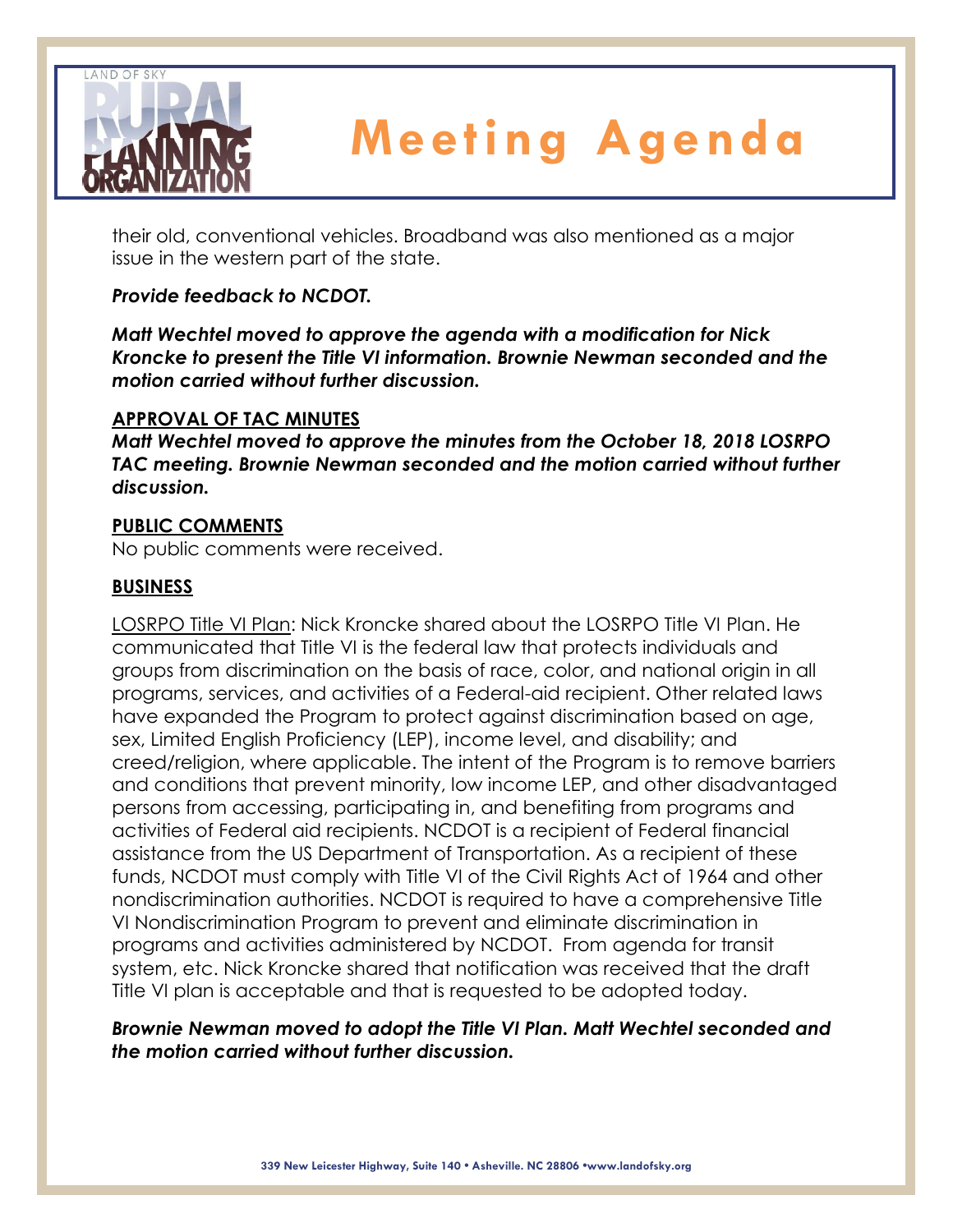their old, conventional vehicles. Broadband was also mentioned as a major issue in the western part of the state.

***Provide feedback to NCDOT.***

***Matt Wechtel moved to approve the agenda with a modification for Nick Kroncke to present the Title VI information. Brownie Newman seconded and the motion carried without further discussion.***

**APPROVAL OF TAC MINUTES**

***Matt Wechtel moved to approve the minutes from the October 18, 2018 LOSRPO TAC meeting. Brownie Newman seconded and the motion carried without further discussion.***

**PUBLIC COMMENTS**

No public comments were received.

**BUSINESS**

LOSRPO Title VI Plan: Nick Kroncke shared about the LOSRPO Title VI Plan. He communicated that Title VI is the federal law that protects individuals and groups from discrimination on the basis of race, color, and national origin in all programs, services, and activities of a Federal-aid recipient. Other related laws have expanded the Program to protect against discrimination based on age, sex, Limited English Proficiency (LEP), income level, and disability; and creed/religion, where applicable. The intent of the Program is to remove barriers and conditions that prevent minority, low income LEP, and other disadvantaged persons from accessing, participating in, and benefiting from programs and activities of Federal aid recipients. NCDOT is a recipient of Federal financial assistance from the US Department of Transportation. As a recipient of these funds, NCDOT must comply with Title VI of the Civil Rights Act of 1964 and other nondiscrimination authorities. NCDOT is required to have a comprehensive Title VI Nondiscrimination Program to prevent and eliminate discrimination in programs and activities administered by NCDOT. From agenda for transit system, etc. Nick Kroncke shared that notification was received that the draft Title VI plan is acceptable and that is requested to be adopted today.

***Brownie Newman moved to adopt the Title VI Plan. Matt Wechtel seconded and the motion carried without further discussion.***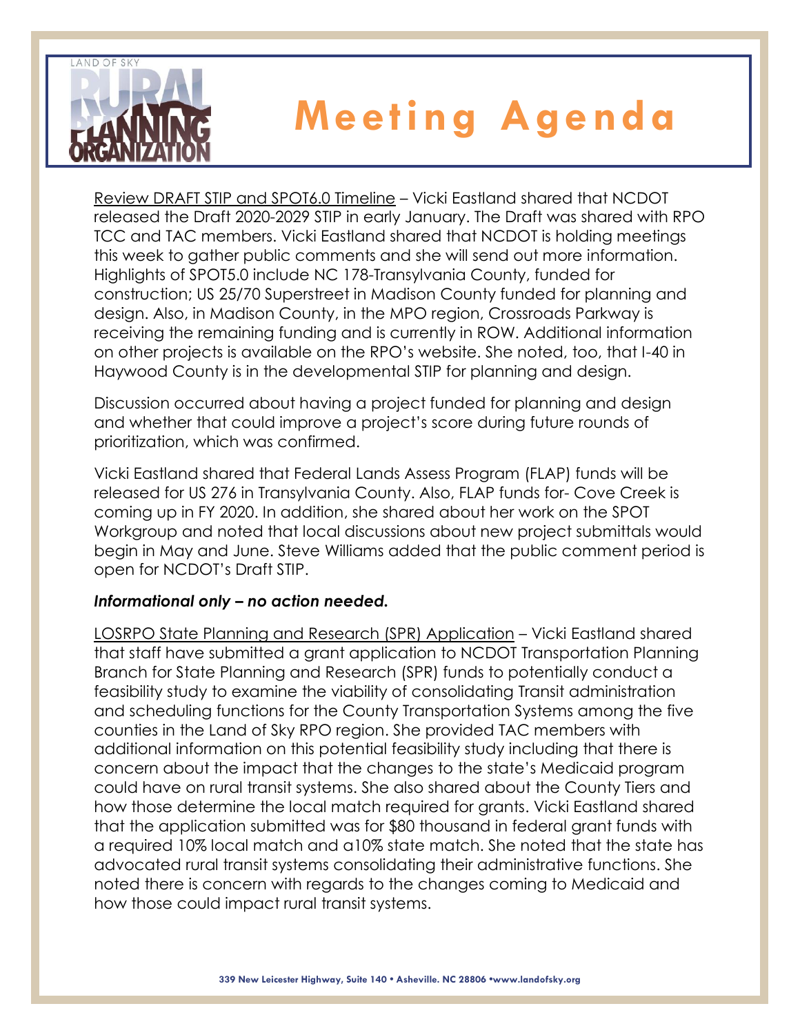# Meeting Agenda

Review DRAFT STIP and SPOT6.0 Timeline – Vicki Eastland shared that NCDOT released the Draft 2020-2029 STIP in early January. The Draft was shared with RPO TCC and TAC members. Vicki Eastland shared that NCDOT is holding meetings this week to gather public comments and she will send out more information. Highlights of SPOT5.0 include NC 178-Transylvania County, funded for construction; US 25/70 Superstreet in Madison County funded for planning and design. Also, in Madison County, in the MPO region, Crossroads Parkway is receiving the remaining funding and is currently in ROW. Additional information on other projects is available on the RPO's website. She noted, too, that I-40 in Haywood County is in the developmental STIP for planning and design.

Discussion occurred about having a project funded for planning and design and whether that could improve a project's score during future rounds of prioritization, which was confirmed.

Vicki Eastland shared that Federal Lands Assess Program (FLAP) funds will be released for US 276 in Transylvania County. Also, FLAP funds for- Cove Creek is coming up in FY 2020. In addition, she shared about her work on the SPOT Workgroup and noted that local discussions about new project submittals would begin in May and June. Steve Williams added that the public comment period is open for NCDOT's Draft STIP.

***Informational only – no action needed.***

LOSRPO State Planning and Research (SPR) Application – Vicki Eastland shared that staff have submitted a grant application to NCDOT Transportation Planning Branch for State Planning and Research (SPR) funds to potentially conduct a feasibility study to examine the viability of consolidating Transit administration and scheduling functions for the County Transportation Systems among the five counties in the Land of Sky RPO region. She provided TAC members with additional information on this potential feasibility study including that there is concern about the impact that the changes to the state's Medicaid program could have on rural transit systems. She also shared about the County Tiers and how those determine the local match required for grants. Vicki Eastland shared that the application submitted was for $80 thousand in federal grant funds with a required 10% local match and a10% state match. She noted that the state has advocated rural transit systems consolidating their administrative functions. She noted there is concern with regards to the changes coming to Medicaid and how those could impact rural transit systems.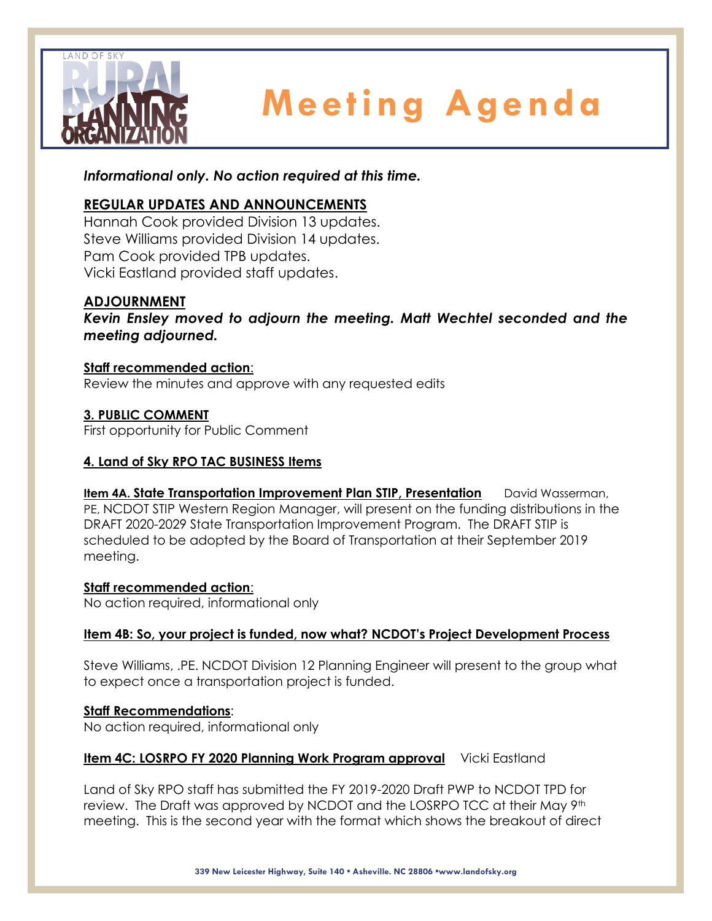# Meeting Agenda

***Informational only. No action required at this time.***

**REGULAR UPDATES AND ANNOUNCEMENTS**

Hannah Cook provided Division 13 updates.
Steve Williams provided Division 14 updates.
Pam Cook provided TPB updates.
Vicki Eastland provided staff updates.

**ADJOURNMENT**

***Kevin Ensley moved to adjourn the meeting. Matt Wechtel seconded and the meeting adjourned.***

**Staff recommended action**:
Review the minutes and approve with any requested edits

**3. PUBLIC COMMENT**
First opportunity for Public Comment

**4. Land of Sky RPO TAC BUSINESS Items**

**Item 4A. State Transportation Improvement Plan STIP, Presentation** David Wasserman, PE, NCDOT STIP Western Region Manager, will present on the funding distributions in the DRAFT 2020-2029 State Transportation Improvement Program. The DRAFT STIP is scheduled to be adopted by the Board of Transportation at their September 2019 meeting.

**Staff recommended action**:
No action required, informational only

**Item 4B: So, your project is funded, now what? NCDOT's Project Development Process**

Steve Williams, .PE. NCDOT Division 12 Planning Engineer will present to the group what to expect once a transportation project is funded.

**Staff Recommendations**:
No action required, informational only

**Item 4C: LOSRPO FY 2020 Planning Work Program approval** Vicki Eastland

Land of Sky RPO staff has submitted the FY 2019-2020 Draft PWP to NCDOT TPD for review. The Draft was approved by NCDOT and the LOSRPO TCC at their May 9th meeting. This is the second year with the format which shows the breakout of direct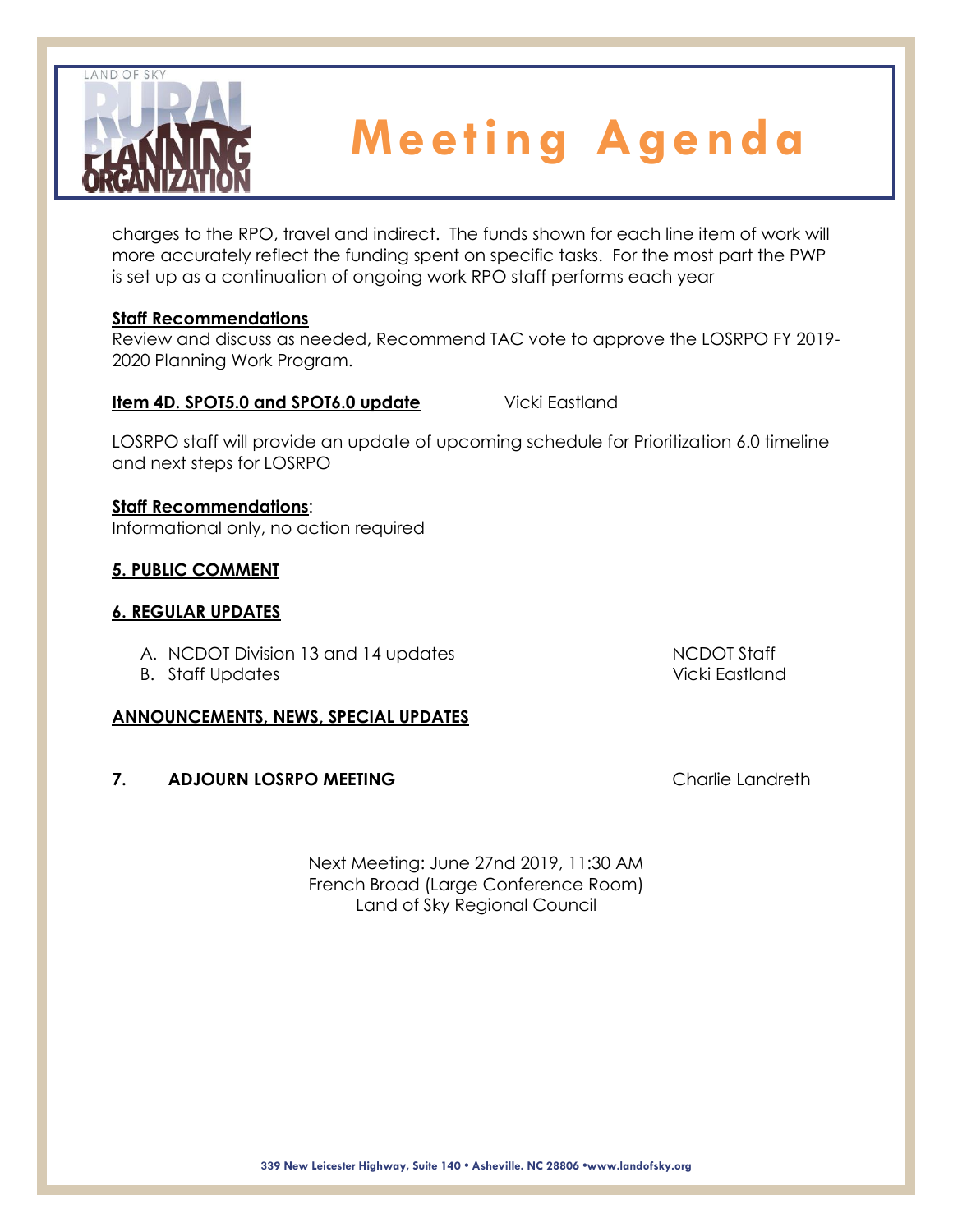# Meeting Agenda

charges to the RPO, travel and indirect. The funds shown for each line item of work will more accurately reflect the funding spent on specific tasks. For the most part the PWP is set up as a continuation of ongoing work RPO staff performs each year

**Staff Recommendations**
Review and discuss as needed, Recommend TAC vote to approve the LOSRPO FY 2019-2020 Planning Work Program.

**Item 4D. SPOT5.0 and SPOT6.0 update** Vicki Eastland

LOSRPO staff will provide an update of upcoming schedule for Prioritization 6.0 timeline and next steps for LOSRPO

**Staff Recommendations**:
Informational only, no action required

**5. PUBLIC COMMENT**

**6. REGULAR UPDATES**

A. NCDOT Division 13 and 14 updates — NCDOT Staff
B. Staff Updates — Vicki Eastland

**ANNOUNCEMENTS, NEWS, SPECIAL UPDATES**

**7. ADJOURN LOSRPO MEETING** Charlie Landreth

Next Meeting: June 27nd 2019, 11:30 AM
French Broad (Large Conference Room)
Land of Sky Regional Council